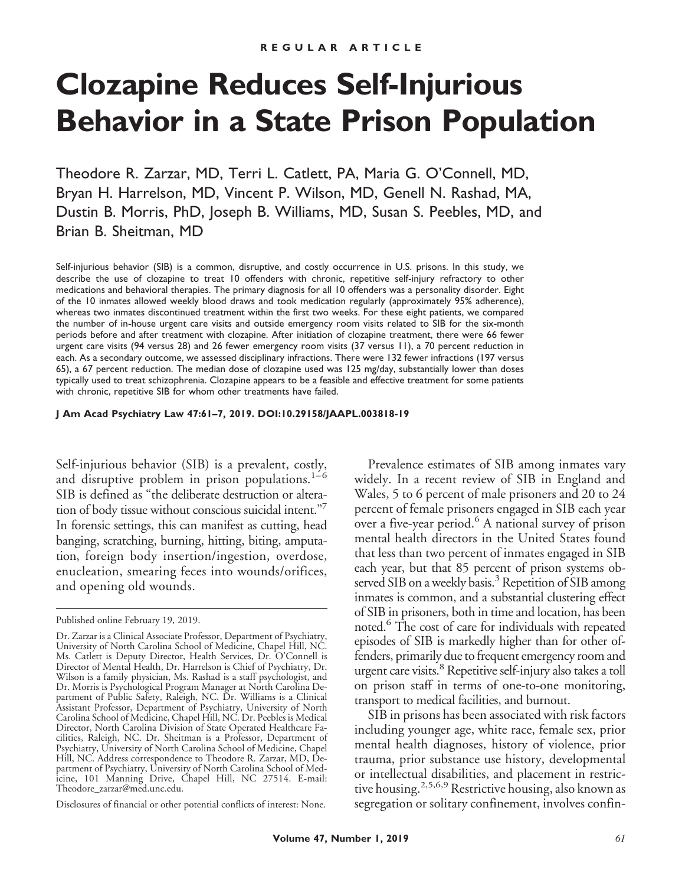REGULAR ARTICLE

# Clozapine Reduces Self-Injurious Behavior in a State Prison Population

Theodore R. Zarzar, MD, Terri L. Catlett, PA, Maria G. O'Connell, MD, Bryan H. Harrelson, MD, Vincent P. Wilson, MD, Genell N. Rashad, MA, Dustin B. Morris, PhD, Joseph B. Williams, MD, Susan S. Peebles, MD, and Brian B. Sheitman, MD

Self-injurious behavior (SIB) is a common, disruptive, and costly occurrence in U.S. prisons. In this study, we describe the use of clozapine to treat 10 offenders with chronic, repetitive self-injury refractory to other medications and behavioral therapies. The primary diagnosis for all 10 offenders was a personality disorder. Eight of the 10 inmates allowed weekly blood draws and took medication regularly (approximately 95% adherence), whereas two inmates discontinued treatment within the first two weeks. For these eight patients, we compared the number of in-house urgent care visits and outside emergency room visits related to SIB for the six-month periods before and after treatment with clozapine. After initiation of clozapine treatment, there were 66 fewer urgent care visits (94 versus 28) and 26 fewer emergency room visits (37 versus 11), a 70 percent reduction in each. As a secondary outcome, we assessed disciplinary infractions. There were 132 fewer infractions (197 versus 65), a 67 percent reduction. The median dose of clozapine used was 125 mg/day, substantially lower than doses typically used to treat schizophrenia. Clozapine appears to be a feasible and effective treatment for some patients with chronic, repetitive SIB for whom other treatments have failed.

**J Am Acad Psychiatry Law 47:61–7, 2019. DOI:10.29158/JAAPL.003818-19**

Self-injurious behavior (SIB) is a prevalent, costly, and disruptive problem in prison populations.[1–6] SIB is defined as "the deliberate destruction or alteration of body tissue without conscious suicidal intent."[7] In forensic settings, this can manifest as cutting, head banging, scratching, burning, hitting, biting, amputation, foreign body insertion/ingestion, overdose, enucleation, smearing feces into wounds/orifices, and opening old wounds.

Prevalence estimates of SIB among inmates vary widely. In a recent review of SIB in England and Wales, 5 to 6 percent of male prisoners and 20 to 24 percent of female prisoners engaged in SIB each year over a five-year period.[6] A national survey of prison mental health directors in the United States found that less than two percent of inmates engaged in SIB each year, but that 85 percent of prison systems observed SIB on a weekly basis.[3] Repetition of SIB among inmates is common, and a substantial clustering effect of SIB in prisoners, both in time and location, has been noted.[6] The cost of care for individuals with repeated episodes of SIB is markedly higher than for other offenders, primarily due to frequent emergency room and urgent care visits.[8] Repetitive self-injury also takes a toll on prison staff in terms of one-to-one monitoring, transport to medical facilities, and burnout.

SIB in prisons has been associated with risk factors including younger age, white race, female sex, prior mental health diagnoses, history of violence, prior trauma, prior substance use history, developmental or intellectual disabilities, and placement in restrictive housing.[2,5,6,9] Restrictive housing, also known as segregation or solitary confinement, involves confin-

---

Published online February 19, 2019.

Dr. Zarzar is a Clinical Associate Professor, Department of Psychiatry, University of North Carolina School of Medicine, Chapel Hill, NC. Ms. Catlett is Deputy Director, Health Services, Dr. O'Connell is Director of Mental Health, Dr. Harrelson is Chief of Psychiatry, Dr. Wilson is a family physician, Ms. Rashad is a staff psychologist, and Dr. Morris is Psychological Program Manager at North Carolina Department of Public Safety, Raleigh, NC. Dr. Williams is a Clinical Assistant Professor, Department of Psychiatry, University of North Carolina School of Medicine, Chapel Hill, NC. Dr. Peebles is Medical Director, North Carolina Division of State Operated Healthcare Facilities, Raleigh, NC. Dr. Sheitman is a Professor, Department of Psychiatry, University of North Carolina School of Medicine, Chapel Hill, NC. Address correspondence to Theodore R. Zarzar, MD, Department of Psychiatry, University of North Carolina School of Medicine, 101 Manning Drive, Chapel Hill, NC 27514. E-mail: Theodore_zarzar@med.unc.edu.

Disclosures of financial or other potential conflicts of interest: None.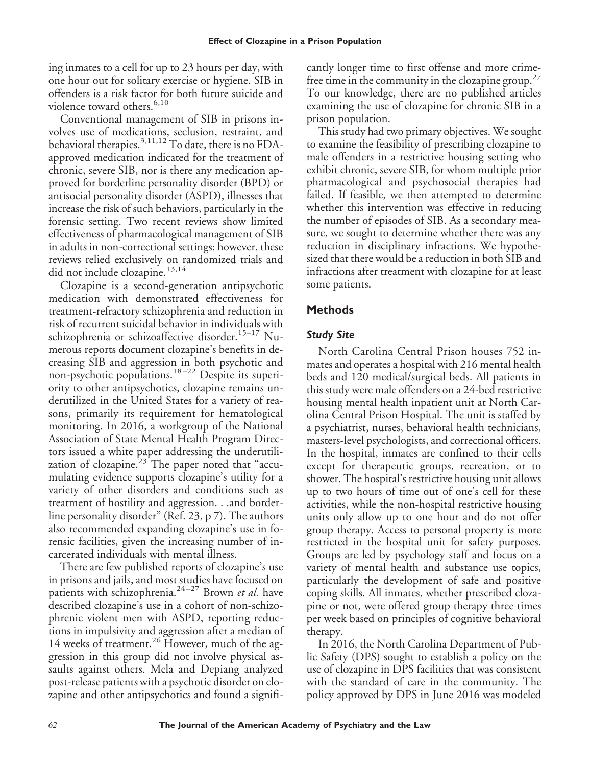ing inmates to a cell for up to 23 hours per day, with one hour out for solitary exercise or hygiene. SIB in offenders is a risk factor for both future suicide and violence toward others.[6,10]

Conventional management of SIB in prisons involves use of medications, seclusion, restraint, and behavioral therapies.[3,11,12] To date, there is no FDA-approved medication indicated for the treatment of chronic, severe SIB, nor is there any medication approved for borderline personality disorder (BPD) or antisocial personality disorder (ASPD), illnesses that increase the risk of such behaviors, particularly in the forensic setting. Two recent reviews show limited effectiveness of pharmacological management of SIB in adults in non-correctional settings; however, these reviews relied exclusively on randomized trials and did not include clozapine.[13,14]

Clozapine is a second-generation antipsychotic medication with demonstrated effectiveness for treatment-refractory schizophrenia and reduction in risk of recurrent suicidal behavior in individuals with schizophrenia or schizoaffective disorder.[15–17] Numerous reports document clozapine's benefits in decreasing SIB and aggression in both psychotic and non-psychotic populations.[18–22] Despite its superiority to other antipsychotics, clozapine remains underutilized in the United States for a variety of reasons, primarily its requirement for hematological monitoring. In 2016, a workgroup of the National Association of State Mental Health Program Directors issued a white paper addressing the underutilization of clozapine.[23] The paper noted that "accumulating evidence supports clozapine's utility for a variety of other disorders and conditions such as treatment of hostility and aggression. . .and borderline personality disorder" (Ref. 23, p 7). The authors also recommended expanding clozapine's use in forensic facilities, given the increasing number of incarcerated individuals with mental illness.

There are few published reports of clozapine's use in prisons and jails, and most studies have focused on patients with schizophrenia.[24–27] Brown *et al.* have described clozapine's use in a cohort of non-schizophrenic violent men with ASPD, reporting reductions in impulsivity and aggression after a median of 14 weeks of treatment.[26] However, much of the aggression in this group did not involve physical assaults against others. Mela and Depiang analyzed post-release patients with a psychotic disorder on clozapine and other antipsychotics and found a significantly longer time to first offense and more crime-free time in the community in the clozapine group.[27] To our knowledge, there are no published articles examining the use of clozapine for chronic SIB in a prison population.

This study had two primary objectives. We sought to examine the feasibility of prescribing clozapine to male offenders in a restrictive housing setting who exhibit chronic, severe SIB, for whom multiple prior pharmacological and psychosocial therapies had failed. If feasible, we then attempted to determine whether this intervention was effective in reducing the number of episodes of SIB. As a secondary measure, we sought to determine whether there was any reduction in disciplinary infractions. We hypothesized that there would be a reduction in both SIB and infractions after treatment with clozapine for at least some patients.

## Methods

### *Study Site*

North Carolina Central Prison houses 752 inmates and operates a hospital with 216 mental health beds and 120 medical/surgical beds. All patients in this study were male offenders on a 24-bed restrictive housing mental health inpatient unit at North Carolina Central Prison Hospital. The unit is staffed by a psychiatrist, nurses, behavioral health technicians, masters-level psychologists, and correctional officers. In the hospital, inmates are confined to their cells except for therapeutic groups, recreation, or to shower. The hospital's restrictive housing unit allows up to two hours of time out of one's cell for these activities, while the non-hospital restrictive housing units only allow up to one hour and do not offer group therapy. Access to personal property is more restricted in the hospital unit for safety purposes. Groups are led by psychology staff and focus on a variety of mental health and substance use topics, particularly the development of safe and positive coping skills. All inmates, whether prescribed clozapine or not, were offered group therapy three times per week based on principles of cognitive behavioral therapy.

In 2016, the North Carolina Department of Public Safety (DPS) sought to establish a policy on the use of clozapine in DPS facilities that was consistent with the standard of care in the community. The policy approved by DPS in June 2016 was modeled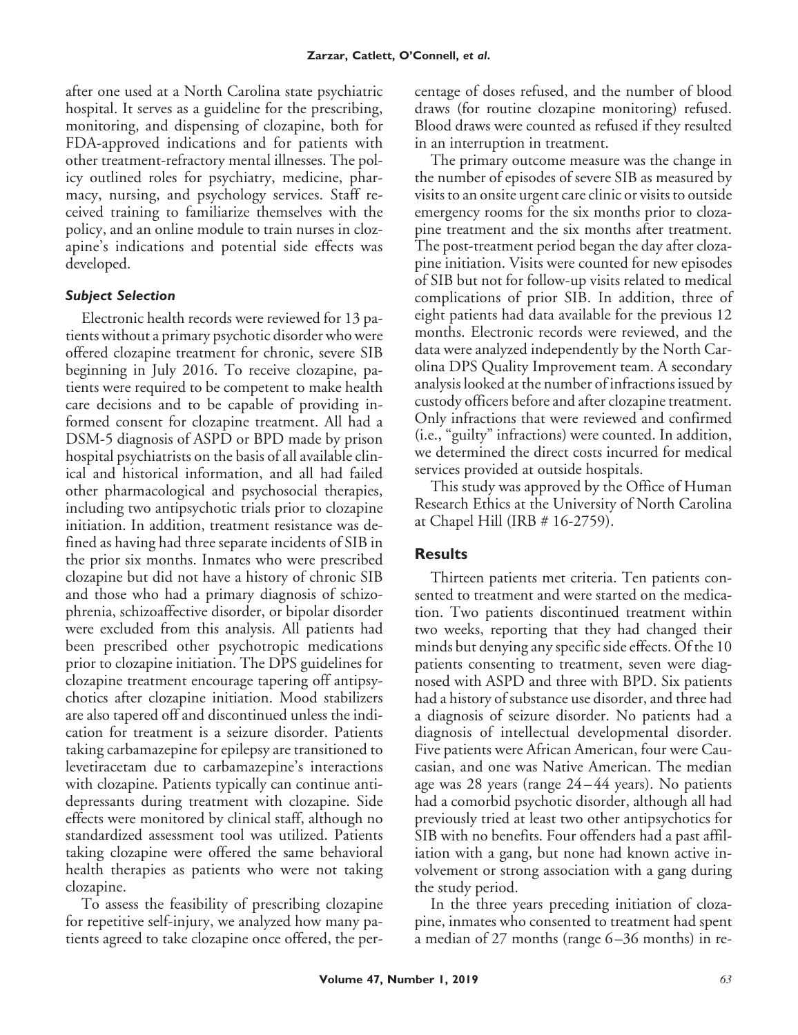after one used at a North Carolina state psychiatric hospital. It serves as a guideline for the prescribing, monitoring, and dispensing of clozapine, both for FDA-approved indications and for patients with other treatment-refractory mental illnesses. The policy outlined roles for psychiatry, medicine, pharmacy, nursing, and psychology services. Staff received training to familiarize themselves with the policy, and an online module to train nurses in clozapine's indications and potential side effects was developed.

### *Subject Selection*

Electronic health records were reviewed for 13 patients without a primary psychotic disorder who were offered clozapine treatment for chronic, severe SIB beginning in July 2016. To receive clozapine, patients were required to be competent to make health care decisions and to be capable of providing informed consent for clozapine treatment. All had a DSM-5 diagnosis of ASPD or BPD made by prison hospital psychiatrists on the basis of all available clinical and historical information, and all had failed other pharmacological and psychosocial therapies, including two antipsychotic trials prior to clozapine initiation. In addition, treatment resistance was defined as having had three separate incidents of SIB in the prior six months. Inmates who were prescribed clozapine but did not have a history of chronic SIB and those who had a primary diagnosis of schizophrenia, schizoaffective disorder, or bipolar disorder were excluded from this analysis. All patients had been prescribed other psychotropic medications prior to clozapine initiation. The DPS guidelines for clozapine treatment encourage tapering off antipsychotics after clozapine initiation. Mood stabilizers are also tapered off and discontinued unless the indication for treatment is a seizure disorder. Patients taking carbamazepine for epilepsy are transitioned to levetiracetam due to carbamazepine's interactions with clozapine. Patients typically can continue antidepressants during treatment with clozapine. Side effects were monitored by clinical staff, although no standardized assessment tool was utilized. Patients taking clozapine were offered the same behavioral health therapies as patients who were not taking clozapine.

To assess the feasibility of prescribing clozapine for repetitive self-injury, we analyzed how many patients agreed to take clozapine once offered, the percentage of doses refused, and the number of blood draws (for routine clozapine monitoring) refused. Blood draws were counted as refused if they resulted in an interruption in treatment.

The primary outcome measure was the change in the number of episodes of severe SIB as measured by visits to an onsite urgent care clinic or visits to outside emergency rooms for the six months prior to clozapine treatment and the six months after treatment. The post-treatment period began the day after clozapine initiation. Visits were counted for new episodes of SIB but not for follow-up visits related to medical complications of prior SIB. In addition, three of eight patients had data available for the previous 12 months. Electronic records were reviewed, and the data were analyzed independently by the North Carolina DPS Quality Improvement team. A secondary analysis looked at the number of infractions issued by custody officers before and after clozapine treatment. Only infractions that were reviewed and confirmed (i.e., "guilty" infractions) were counted. In addition, we determined the direct costs incurred for medical services provided at outside hospitals.

This study was approved by the Office of Human Research Ethics at the University of North Carolina at Chapel Hill (IRB # 16-2759).

## Results

Thirteen patients met criteria. Ten patients consented to treatment and were started on the medication. Two patients discontinued treatment within two weeks, reporting that they had changed their minds but denying any specific side effects. Of the 10 patients consenting to treatment, seven were diagnosed with ASPD and three with BPD. Six patients had a history of substance use disorder, and three had a diagnosis of seizure disorder. No patients had a diagnosis of intellectual developmental disorder. Five patients were African American, four were Caucasian, and one was Native American. The median age was 28 years (range 24–44 years). No patients had a comorbid psychotic disorder, although all had previously tried at least two other antipsychotics for SIB with no benefits. Four offenders had a past affiliation with a gang, but none had known active involvement or strong association with a gang during the study period.

In the three years preceding initiation of clozapine, inmates who consented to treatment had spent a median of 27 months (range 6–36 months) in re-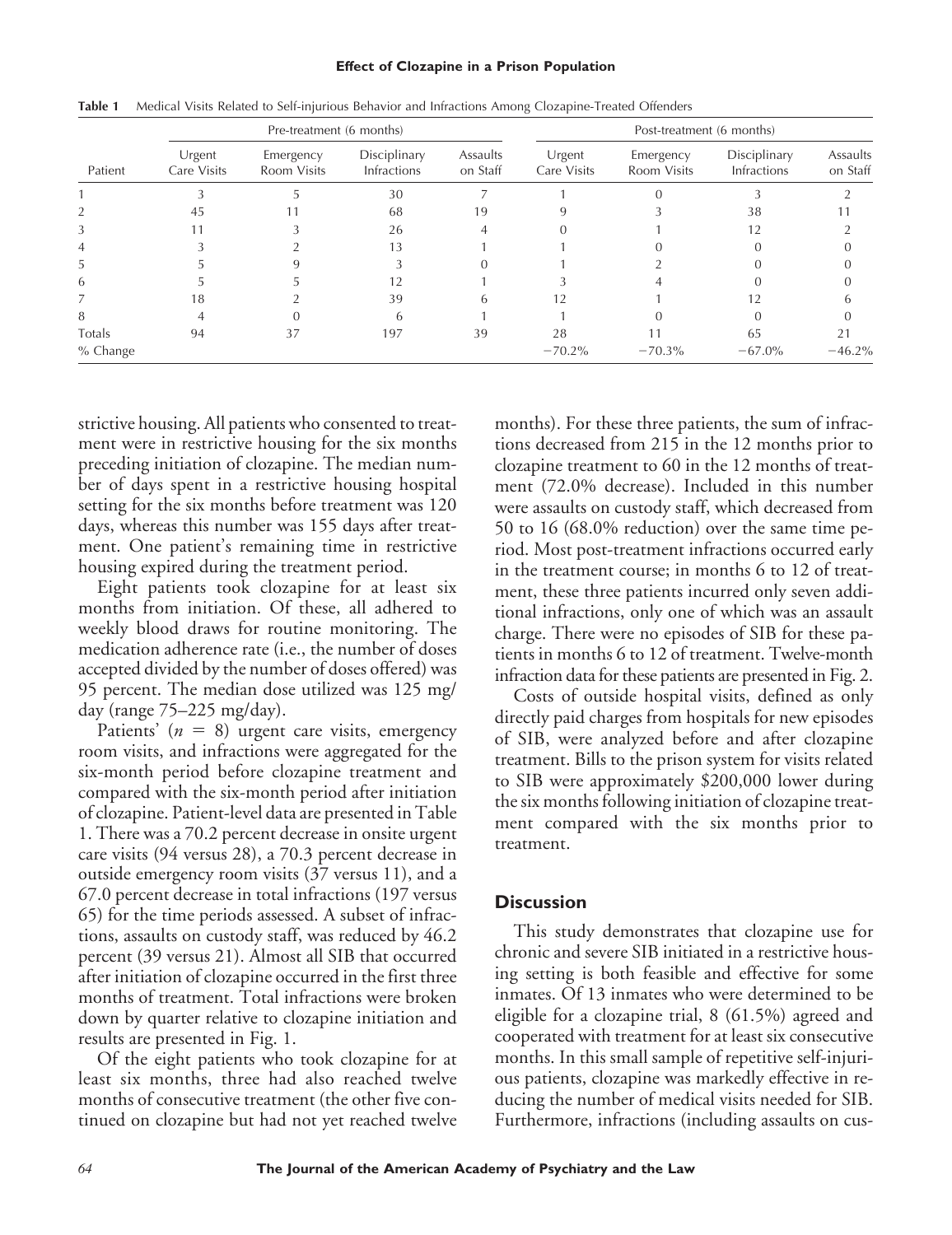**Table 1** Medical Visits Related to Self-injurious Behavior and Infractions Among Clozapine-Treated Offenders

| | Pre-treatment (6 months) | | | | Post-treatment (6 months) | | | |
|---|---|---|---|---|---|---|---|---|
| Patient | Urgent Care Visits | Emergency Room Visits | Disciplinary Infractions | Assaults on Staff | Urgent Care Visits | Emergency Room Visits | Disciplinary Infractions | Assaults on Staff |
| 1 | 3 | 5 | 30 | 7 | 1 | 0 | 3 | 2 |
| 2 | 45 | 11 | 68 | 19 | 9 | 3 | 38 | 11 |
| 3 | 11 | 3 | 26 | 4 | 0 | 1 | 12 | 2 |
| 4 | 3 | 2 | 13 | 1 | 1 | 0 | 0 | 0 |
| 5 | 5 | 9 | 3 | 0 | 1 | 2 | 0 | 0 |
| 6 | 5 | 5 | 12 | 1 | 3 | 4 | 0 | 0 |
| 7 | 18 | 2 | 39 | 6 | 12 | 1 | 12 | 6 |
| 8 | 4 | 0 | 6 | 1 | 1 | 0 | 0 | 0 |
| Totals | 94 | 37 | 197 | 39 | 28 | 11 | 65 | 21 |
| % Change | | | | | −70.2% | −70.3% | −67.0% | −46.2% |

strictive housing. All patients who consented to treatment were in restrictive housing for the six months preceding initiation of clozapine. The median number of days spent in a restrictive housing hospital setting for the six months before treatment was 120 days, whereas this number was 155 days after treatment. One patient's remaining time in restrictive housing expired during the treatment period.

Eight patients took clozapine for at least six months from initiation. Of these, all adhered to weekly blood draws for routine monitoring. The medication adherence rate (i.e., the number of doses accepted divided by the number of doses offered) was 95 percent. The median dose utilized was 125 mg/day (range 75–225 mg/day).

Patients' ($n = 8$) urgent care visits, emergency room visits, and infractions were aggregated for the six-month period before clozapine treatment and compared with the six-month period after initiation of clozapine. Patient-level data are presented in Table 1. There was a 70.2 percent decrease in onsite urgent care visits (94 versus 28), a 70.3 percent decrease in outside emergency room visits (37 versus 11), and a 67.0 percent decrease in total infractions (197 versus 65) for the time periods assessed. A subset of infractions, assaults on custody staff, was reduced by 46.2 percent (39 versus 21). Almost all SIB that occurred after initiation of clozapine occurred in the first three months of treatment. Total infractions were broken down by quarter relative to clozapine initiation and results are presented in Fig. 1.

Of the eight patients who took clozapine for at least six months, three had also reached twelve months of consecutive treatment (the other five continued on clozapine but had not yet reached twelve months). For these three patients, the sum of infractions decreased from 215 in the 12 months prior to clozapine treatment to 60 in the 12 months of treatment (72.0% decrease). Included in this number were assaults on custody staff, which decreased from 50 to 16 (68.0% reduction) over the same time period. Most post-treatment infractions occurred early in the treatment course; in months 6 to 12 of treatment, these three patients incurred only seven additional infractions, only one of which was an assault charge. There were no episodes of SIB for these patients in months 6 to 12 of treatment. Twelve-month infraction data for these patients are presented in Fig. 2.

Costs of outside hospital visits, defined as only directly paid charges from hospitals for new episodes of SIB, were analyzed before and after clozapine treatment. Bills to the prison system for visits related to SIB were approximately $200,000 lower during the six months following initiation of clozapine treatment compared with the six months prior to treatment.

## Discussion

This study demonstrates that clozapine use for chronic and severe SIB initiated in a restrictive housing setting is both feasible and effective for some inmates. Of 13 inmates who were determined to be eligible for a clozapine trial, 8 (61.5%) agreed and cooperated with treatment for at least six consecutive months. In this small sample of repetitive self-injurious patients, clozapine was markedly effective in reducing the number of medical visits needed for SIB. Furthermore, infractions (including assaults on cus-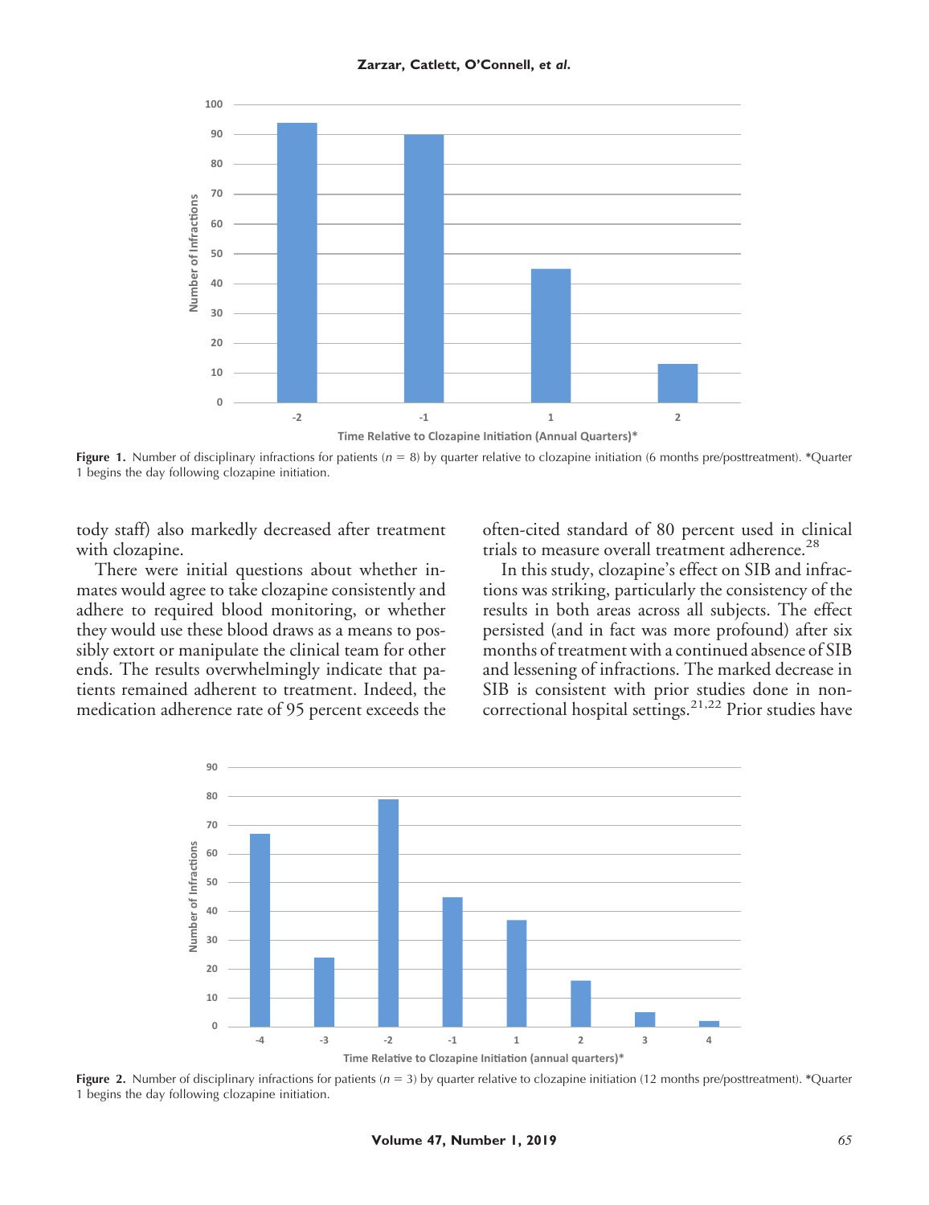**Figure 1.** Number of disciplinary infractions for patients ($n$ = 8) by quarter relative to clozapine initiation (6 months pre/posttreatment). *Quarter 1 begins the day following clozapine initiation.

tody staff) also markedly decreased after treatment with clozapine.

There were initial questions about whether inmates would agree to take clozapine consistently and adhere to required blood monitoring, or whether they would use these blood draws as a means to possibly extort or manipulate the clinical team for other ends. The results overwhelmingly indicate that patients remained adherent to treatment. Indeed, the medication adherence rate of 95 percent exceeds the often-cited standard of 80 percent used in clinical trials to measure overall treatment adherence.[28]

In this study, clozapine's effect on SIB and infractions was striking, particularly the consistency of the results in both areas across all subjects. The effect persisted (and in fact was more profound) after six months of treatment with a continued absence of SIB and lessening of infractions. The marked decrease in SIB is consistent with prior studies done in noncorrectional hospital settings.[21,22] Prior studies have

**Figure 2.** Number of disciplinary infractions for patients ($n$ = 3) by quarter relative to clozapine initiation (12 months pre/posttreatment). *Quarter 1 begins the day following clozapine initiation.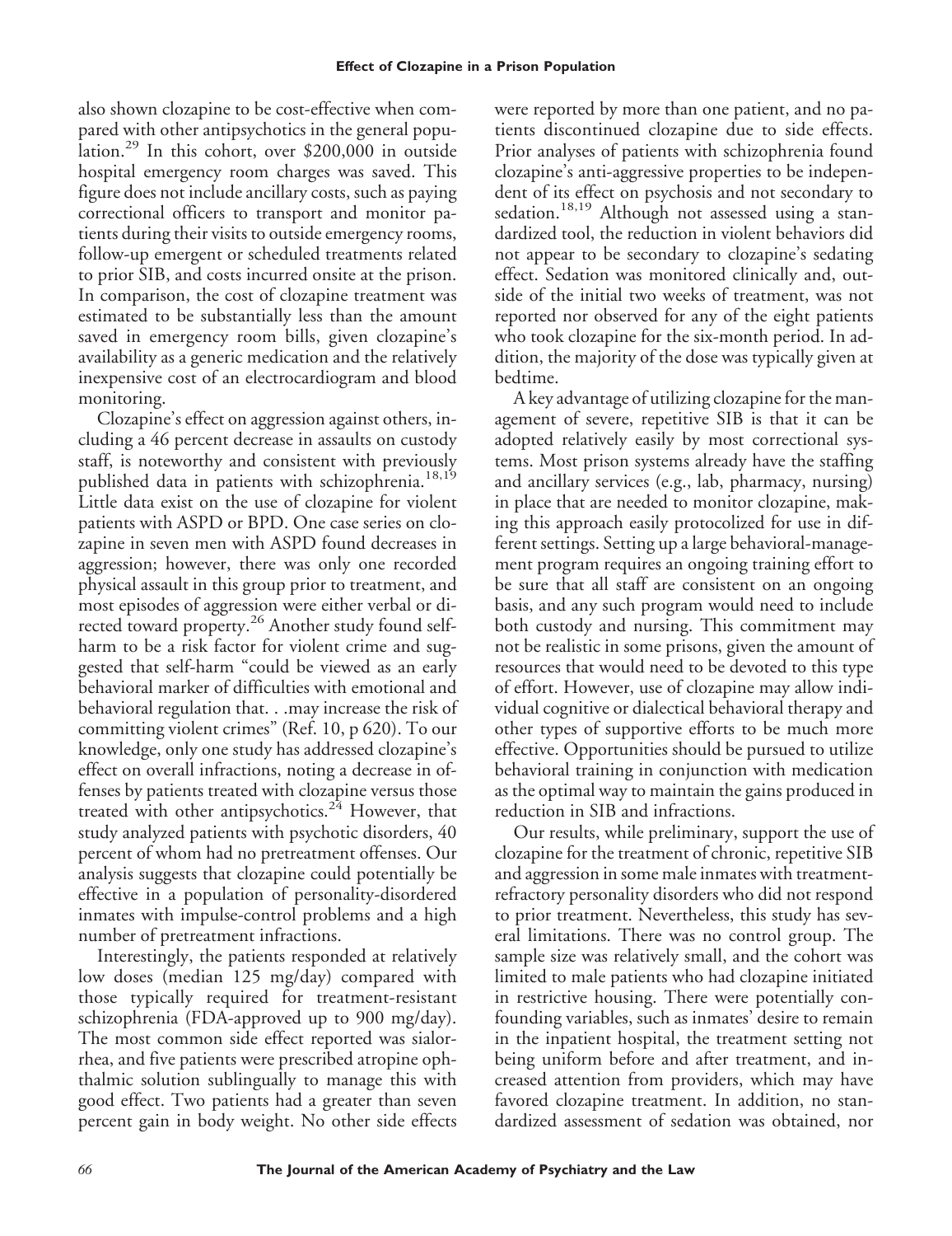also shown clozapine to be cost-effective when compared with other antipsychotics in the general population.[29] In this cohort, over $200,000 in outside hospital emergency room charges was saved. This figure does not include ancillary costs, such as paying correctional officers to transport and monitor patients during their visits to outside emergency rooms, follow-up emergent or scheduled treatments related to prior SIB, and costs incurred onsite at the prison. In comparison, the cost of clozapine treatment was estimated to be substantially less than the amount saved in emergency room bills, given clozapine's availability as a generic medication and the relatively inexpensive cost of an electrocardiogram and blood monitoring.

Clozapine's effect on aggression against others, including a 46 percent decrease in assaults on custody staff, is noteworthy and consistent with previously published data in patients with schizophrenia.[18,19] Little data exist on the use of clozapine for violent patients with ASPD or BPD. One case series on clozapine in seven men with ASPD found decreases in aggression; however, there was only one recorded physical assault in this group prior to treatment, and most episodes of aggression were either verbal or directed toward property.[26] Another study found self-harm to be a risk factor for violent crime and suggested that self-harm "could be viewed as an early behavioral marker of difficulties with emotional and behavioral regulation that. . .may increase the risk of committing violent crimes" (Ref. 10, p 620). To our knowledge, only one study has addressed clozapine's effect on overall infractions, noting a decrease in offenses by patients treated with clozapine versus those treated with other antipsychotics.[24] However, that study analyzed patients with psychotic disorders, 40 percent of whom had no pretreatment offenses. Our analysis suggests that clozapine could potentially be effective in a population of personality-disordered inmates with impulse-control problems and a high number of pretreatment infractions.

Interestingly, the patients responded at relatively low doses (median 125 mg/day) compared with those typically required for treatment-resistant schizophrenia (FDA-approved up to 900 mg/day). The most common side effect reported was sialorrhea, and five patients were prescribed atropine ophthalmic solution sublingually to manage this with good effect. Two patients had a greater than seven percent gain in body weight. No other side effects were reported by more than one patient, and no patients discontinued clozapine due to side effects. Prior analyses of patients with schizophrenia found clozapine's anti-aggressive properties to be independent of its effect on psychosis and not secondary to sedation.[18,19] Although not assessed using a standardized tool, the reduction in violent behaviors did not appear to be secondary to clozapine's sedating effect. Sedation was monitored clinically and, outside of the initial two weeks of treatment, was not reported nor observed for any of the eight patients who took clozapine for the six-month period. In addition, the majority of the dose was typically given at bedtime.

A key advantage of utilizing clozapine for the management of severe, repetitive SIB is that it can be adopted relatively easily by most correctional systems. Most prison systems already have the staffing and ancillary services (e.g., lab, pharmacy, nursing) in place that are needed to monitor clozapine, making this approach easily protocolized for use in different settings. Setting up a large behavioral-management program requires an ongoing training effort to be sure that all staff are consistent on an ongoing basis, and any such program would need to include both custody and nursing. This commitment may not be realistic in some prisons, given the amount of resources that would need to be devoted to this type of effort. However, use of clozapine may allow individual cognitive or dialectical behavioral therapy and other types of supportive efforts to be much more effective. Opportunities should be pursued to utilize behavioral training in conjunction with medication as the optimal way to maintain the gains produced in reduction in SIB and infractions.

Our results, while preliminary, support the use of clozapine for the treatment of chronic, repetitive SIB and aggression in some male inmates with treatment-refractory personality disorders who did not respond to prior treatment. Nevertheless, this study has several limitations. There was no control group. The sample size was relatively small, and the cohort was limited to male patients who had clozapine initiated in restrictive housing. There were potentially confounding variables, such as inmates' desire to remain in the inpatient hospital, the treatment setting not being uniform before and after treatment, and increased attention from providers, which may have favored clozapine treatment. In addition, no standardized assessment of sedation was obtained, nor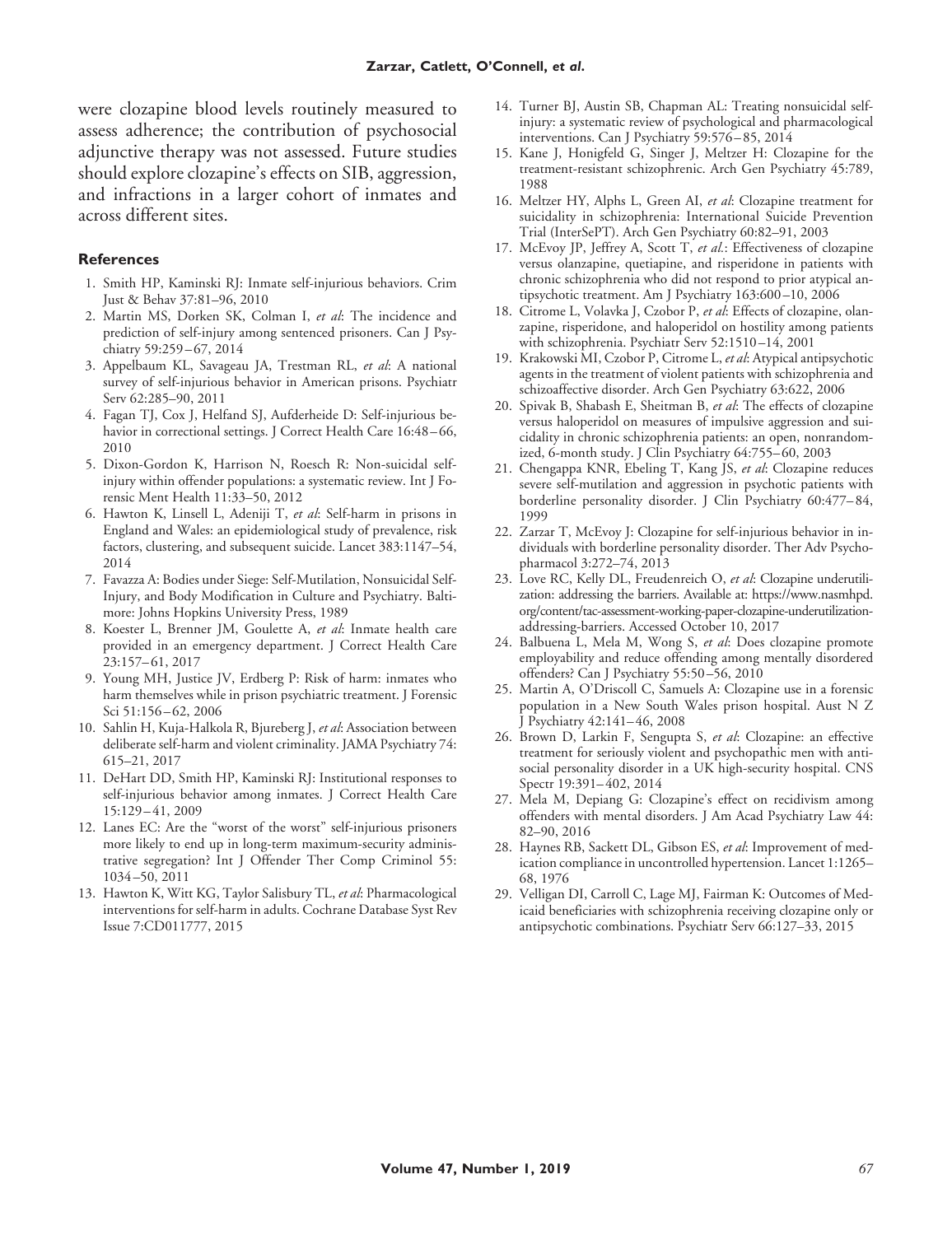were clozapine blood levels routinely measured to assess adherence; the contribution of psychosocial adjunctive therapy was not assessed. Future studies should explore clozapine's effects on SIB, aggression, and infractions in a larger cohort of inmates and across different sites.

## References

1. Smith HP, Kaminski RJ: Inmate self-injurious behaviors. Crim Just & Behav 37:81–96, 2010
2. Martin MS, Dorken SK, Colman I, *et al*: The incidence and prediction of self-injury among sentenced prisoners. Can J Psychiatry 59:259–67, 2014
3. Appelbaum KL, Savageau JA, Trestman RL, *et al*: A national survey of self-injurious behavior in American prisons. Psychiatr Serv 62:285–90, 2011
4. Fagan TJ, Cox J, Helfand SJ, Aufderheide D: Self-injurious behavior in correctional settings. J Correct Health Care 16:48–66, 2010
5. Dixon-Gordon K, Harrison N, Roesch R: Non-suicidal self-injury within offender populations: a systematic review. Int J Forensic Ment Health 11:33–50, 2012
6. Hawton K, Linsell L, Adeniji T, *et al*: Self-harm in prisons in England and Wales: an epidemiological study of prevalence, risk factors, clustering, and subsequent suicide. Lancet 383:1147–54, 2014
7. Favazza A: Bodies under Siege: Self-Mutilation, Nonsuicidal Self-Injury, and Body Modification in Culture and Psychiatry. Baltimore: Johns Hopkins University Press, 1989
8. Koester L, Brenner JM, Goulette A, *et al*: Inmate health care provided in an emergency department. J Correct Health Care 23:157–61, 2017
9. Young MH, Justice JV, Erdberg P: Risk of harm: inmates who harm themselves while in prison psychiatric treatment. J Forensic Sci 51:156–62, 2006
10. Sahlin H, Kuja-Halkola R, Bjureberg J, *et al*: Association between deliberate self-harm and violent criminality. JAMA Psychiatry 74: 615–21, 2017
11. DeHart DD, Smith HP, Kaminski RJ: Institutional responses to self-injurious behavior among inmates. J Correct Health Care 15:129–41, 2009
12. Lanes EC: Are the "worst of the worst" self-injurious prisoners more likely to end up in long-term maximum-security administrative segregation? Int J Offender Ther Comp Criminol 55: 1034–50, 2011
13. Hawton K, Witt KG, Taylor Salisbury TL, *et al*: Pharmacological interventions for self-harm in adults. Cochrane Database Syst Rev Issue 7:CD011777, 2015
14. Turner BJ, Austin SB, Chapman AL: Treating nonsuicidal self-injury: a systematic review of psychological and pharmacological interventions. Can J Psychiatry 59:576–85, 2014
15. Kane J, Honigfeld G, Singer J, Meltzer H: Clozapine for the treatment-resistant schizophrenic. Arch Gen Psychiatry 45:789, 1988
16. Meltzer HY, Alphs L, Green AI, *et al*: Clozapine treatment for suicidality in schizophrenia: International Suicide Prevention Trial (InterSePT). Arch Gen Psychiatry 60:82–91, 2003
17. McEvoy JP, Jeffrey A, Scott T, *et al.*: Effectiveness of clozapine versus olanzapine, quetiapine, and risperidone in patients with chronic schizophrenia who did not respond to prior atypical antipsychotic treatment. Am J Psychiatry 163:600–10, 2006
18. Citrome L, Volavka J, Czobor P, *et al*: Effects of clozapine, olanzapine, risperidone, and haloperidol on hostility among patients with schizophrenia. Psychiatr Serv 52:1510–14, 2001
19. Krakowski MI, Czobor P, Citrome L, *et al*: Atypical antipsychotic agents in the treatment of violent patients with schizophrenia and schizoaffective disorder. Arch Gen Psychiatry 63:622, 2006
20. Spivak B, Shabash E, Sheitman B, *et al*: The effects of clozapine versus haloperidol on measures of impulsive aggression and suicidality in chronic schizophrenia patients: an open, nonrandomized, 6-month study. J Clin Psychiatry 64:755–60, 2003
21. Chengappa KNR, Ebeling T, Kang JS, *et al*: Clozapine reduces severe self-mutilation and aggression in psychotic patients with borderline personality disorder. J Clin Psychiatry 60:477–84, 1999
22. Zarzar T, McEvoy J: Clozapine for self-injurious behavior in individuals with borderline personality disorder. Ther Adv Psychopharmacol 3:272–74, 2013
23. Love RC, Kelly DL, Freudenreich O, *et al*: Clozapine underutilization: addressing the barriers. Available at: https://www.nasmhpd.org/content/tac-assessment-working-paper-clozapine-underutilization-addressing-barriers. Accessed October 10, 2017
24. Balbuena L, Mela M, Wong S, *et al*: Does clozapine promote employability and reduce offending among mentally disordered offenders? Can J Psychiatry 55:50–56, 2010
25. Martin A, O'Driscoll C, Samuels A: Clozapine use in a forensic population in a New South Wales prison hospital. Aust N Z J Psychiatry 42:141–46, 2008
26. Brown D, Larkin F, Sengupta S, *et al*: Clozapine: an effective treatment for seriously violent and psychopathic men with antisocial personality disorder in a UK high-security hospital. CNS Spectr 19:391–402, 2014
27. Mela M, Depiang G: Clozapine's effect on recidivism among offenders with mental disorders. J Am Acad Psychiatry Law 44: 82–90, 2016
28. Haynes RB, Sackett DL, Gibson ES, *et al*: Improvement of medication compliance in uncontrolled hypertension. Lancet 1:1265–68, 1976
29. Velligan DI, Carroll C, Lage MJ, Fairman K: Outcomes of Medicaid beneficiaries with schizophrenia receiving clozapine only or antipsychotic combinations. Psychiatr Serv 66:127–33, 2015